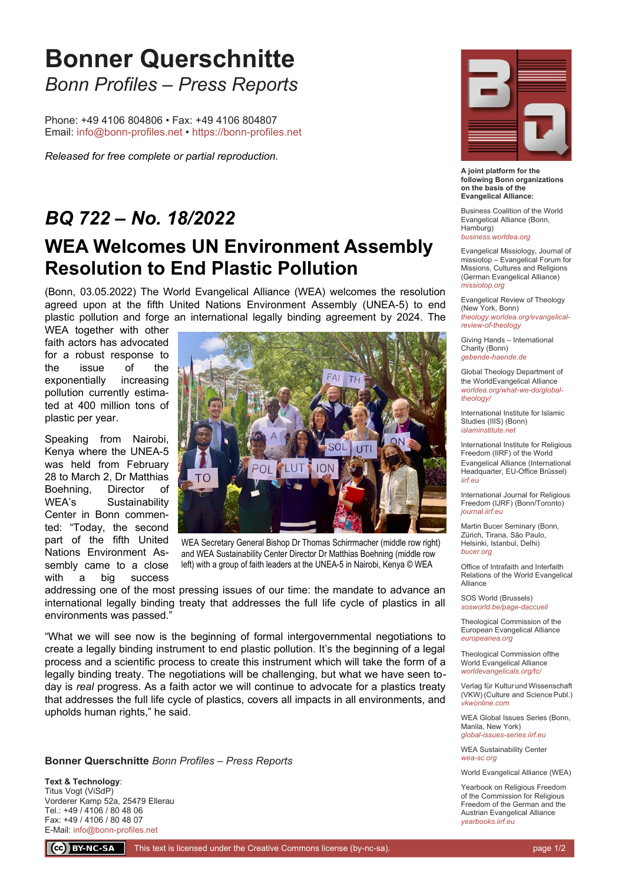# Bonner Querschnitte

*Bonn Profiles – Press Reports*

Phone: +49 4106 804806 • Fax: +49 4106 804807
Email: info@bonn-profiles.net • https://bonn-profiles.net

*Released for free complete or partial reproduction.*

## *BQ 722 – No. 18/2022*

## WEA Welcomes UN Environment Assembly Resolution to End Plastic Pollution

(Bonn, 03.05.2022) The World Evangelical Alliance (WEA) welcomes the resolution agreed upon at the fifth United Nations Environment Assembly (UNEA-5) to end plastic pollution and forge an international legally binding agreement by 2024. The WEA together with other faith actors has advocated for a robust response to the issue of the exponentially increasing pollution currently estimated at 400 million tons of plastic per year.

WEA Secretary General Bishop Dr Thomas Schirrmacher (middle row right) and WEA Sustainability Center Director Dr Matthias Boehning (middle row left) with a group of faith leaders at the UNEA-5 in Nairobi, Kenya © WEA

Speaking from Nairobi, Kenya where the UNEA-5 was held from February 28 to March 2, Dr Matthias Boehning, Director of WEA's Sustainability Center in Bonn commented: "Today, the second part of the fifth United Nations Environment Assembly came to a close with a big success addressing one of the most pressing issues of our time: the mandate to advance an international legally binding treaty that addresses the full life cycle of plastics in all environments was passed."

"What we will see now is the beginning of formal intergovernmental negotiations to create a legally binding instrument to end plastic pollution. It's the beginning of a legal process and a scientific process to create this instrument which will take the form of a legally binding treaty. The negotiations will be challenging, but what we have seen today is *real* progress. As a faith actor we will continue to advocate for a plastics treaty that addresses the full life cycle of plastics, covers all impacts in all environments, and upholds human rights," he said.

**Bonner Querschnitte** *Bonn Profiles – Press Reports*

**Text & Technology**:
Titus Vogt (ViSdP)
Vorderer Kamp 52a, 25479 Ellerau
Tel.: +49 / 4106 / 80 48 06
Fax: +49 / 4106 / 80 48 07
E-Mail: info@bonn-profiles.net

**A joint platform for the following Bonn organizations on the basis of the Evangelical Alliance:**

Business Coalition of the World Evangelical Alliance (Bonn, Hamburg)
*business.worldea.org*

Evangelical Missiology, Journal of missiotop – Evangelical Forum for Missions, Cultures and Religions (German Evangelical Alliance)
*missiotop.org*

Evangelical Review of Theology (New York, Bonn)
*theology.worldea.org/evangelical-review-of-theology*

Giving Hands – International Charity (Bonn)
*gebende-haende.de*

Global Theology Department of the WorldEvangelical Alliance
*worldea.org/what-we-do/global-theology/*

International Institute for Islamic Studies (IIIS) (Bonn)
*islaminstitute.net*

International Institute for Religious Freedom (IIRF) of the World Evangelical Alliance (International Headquarter, EU-Office Brüssel)
*iirf.eu*

International Journal for Religious Freedom (IJRF) (Bonn/Toronto)
*journal.iirf.eu*

Martin Bucer Seminary (Bonn, Zürich, Tirana, São Paulo, Helsinki, Istanbul, Delhi)
*bucer.org*

Office of Intrafaith and Interfaith Relations of the World Evangelical Alliance

SOS World (Brussels)
*sosworld.be/page-daccueil*

Theological Commission of the European Evangelical Alliance
*europeanea.org*

Theological Commission ofthe World Evangelical Alliance
*worldevangelicals.org/tc/*

Verlag für Kultur und Wissenschaft (VKW) (Culture and Science Publ.)
*vkwonline.com*

WEA Global Issues Series (Bonn, Manila, New York)
*global-issues-series.iirf.eu*

WEA Sustainability Center
*wea-sc.org*

World Evangelical Alliance (WEA)

Yearbook on Religious Freedom of the Commission for Religious Freedom of the German and the Austrian Evangelical Alliance
*yearbooks.iirf.eu*

This text is licensed under the Creative Commons license (by-nc-sa).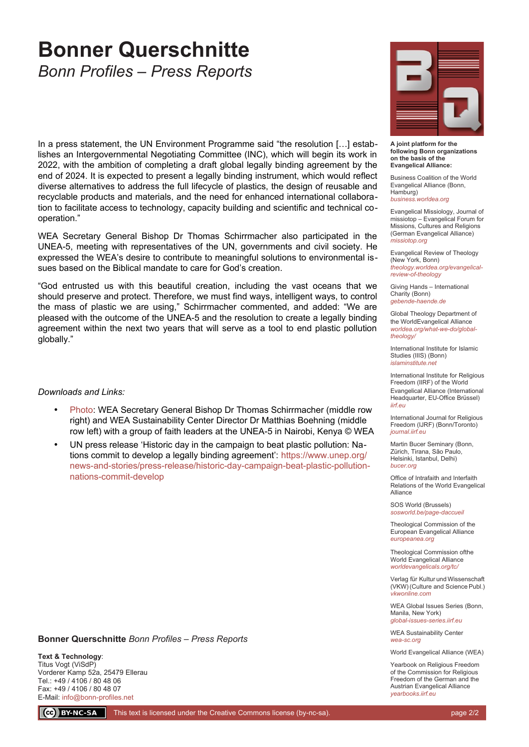# Bonner Querschnitte

*Bonn Profiles – Press Reports*

In a press statement, the UN Environment Programme said “the resolution […] establishes an Intergovernmental Negotiating Committee (INC), which will begin its work in 2022, with the ambition of completing a draft global legally binding agreement by the end of 2024. It is expected to present a legally binding instrument, which would reflect diverse alternatives to address the full lifecycle of plastics, the design of reusable and recyclable products and materials, and the need for enhanced international collaboration to facilitate access to technology, capacity building and scientific and technical cooperation.”

WEA Secretary General Bishop Dr Thomas Schirrmacher also participated in the UNEA-5, meeting with representatives of the UN, governments and civil society. He expressed the WEA’s desire to contribute to meaningful solutions to environmental issues based on the Biblical mandate to care for God’s creation.

“God entrusted us with this beautiful creation, including the vast oceans that we should preserve and protect. Therefore, we must find ways, intelligent ways, to control the mass of plastic we are using,” Schirrmacher commented, and added: “We are pleased with the outcome of the UNEA-5 and the resolution to create a legally binding agreement within the next two years that will serve as a tool to end plastic pollution globally.”

*Downloads and Links:*

- Photo: WEA Secretary General Bishop Dr Thomas Schirrmacher (middle row right) and WEA Sustainability Center Director Dr Matthias Boehning (middle row left) with a group of faith leaders at the UNEA-5 in Nairobi, Kenya © WEA
- UN press release ‘Historic day in the campaign to beat plastic pollution: Nations commit to develop a legally binding agreement’: https://www.unep.org/news-and-stories/press-release/historic-day-campaign-beat-plastic-pollution-nations-commit-develop

**A joint platform for the following Bonn organizations on the basis of the Evangelical Alliance:**

Business Coalition of the World Evangelical Alliance (Bonn, Hamburg)
*business.worldea.org*

Evangelical Missiology, Journal of missiotop – Evangelical Forum for Missions, Cultures and Religions (German Evangelical Alliance)
*missiotop.org*

Evangelical Review of Theology (New York, Bonn)
*theology.worldea.org/evangelical-review-of-theology*

Giving Hands – International Charity (Bonn)
*gebende-haende.de*

Global Theology Department of the WorldEvangelical Alliance
*worldea.org/what-we-do/global-theology/*

International Institute for Islamic Studies (IIIS) (Bonn)
*islaminstitute.net*

International Institute for Religious Freedom (IIRF) of the World Evangelical Alliance (International Headquarter, EU-Office Brüssel)
*iirf.eu*

International Journal for Religious Freedom (IJRF) (Bonn/Toronto)
*journal.iirf.eu*

Martin Bucer Seminary (Bonn, Zürich, Tirana, São Paulo, Helsinki, Istanbul, Delhi)
*bucer.org*

Office of Intrafaith and Interfaith Relations of the World Evangelical Alliance

SOS World (Brussels)
*sosworld.be/page-daccueil*

Theological Commission of the European Evangelical Alliance
*europeanea.org*

Theological Commission ofthe World Evangelical Alliance
*worldevangelicals.org/tc/*

Verlag für Kultur und Wissenschaft (VKW) (Culture and Science Publ.)
*vkwonline.com*

WEA Global Issues Series (Bonn, Manila, New York)
*global-issues-series.iirf.eu*

WEA Sustainability Center
*wea-sc.org*

World Evangelical Alliance (WEA)

Yearbook on Religious Freedom of the Commission for Religious Freedom of the German and the Austrian Evangelical Alliance
*yearbooks.iirf.eu*

**Bonner Querschnitte** *Bonn Profiles – Press Reports*

**Text & Technology**:
Titus Vogt (ViSdP)
Vorderer Kamp 52a, 25479 Ellerau
Tel.: +49 / 4106 / 80 48 06
Fax: +49 / 4106 / 80 48 07
E-Mail: info@bonn-profiles.net

This text is licensed under the Creative Commons license (by-nc-sa).